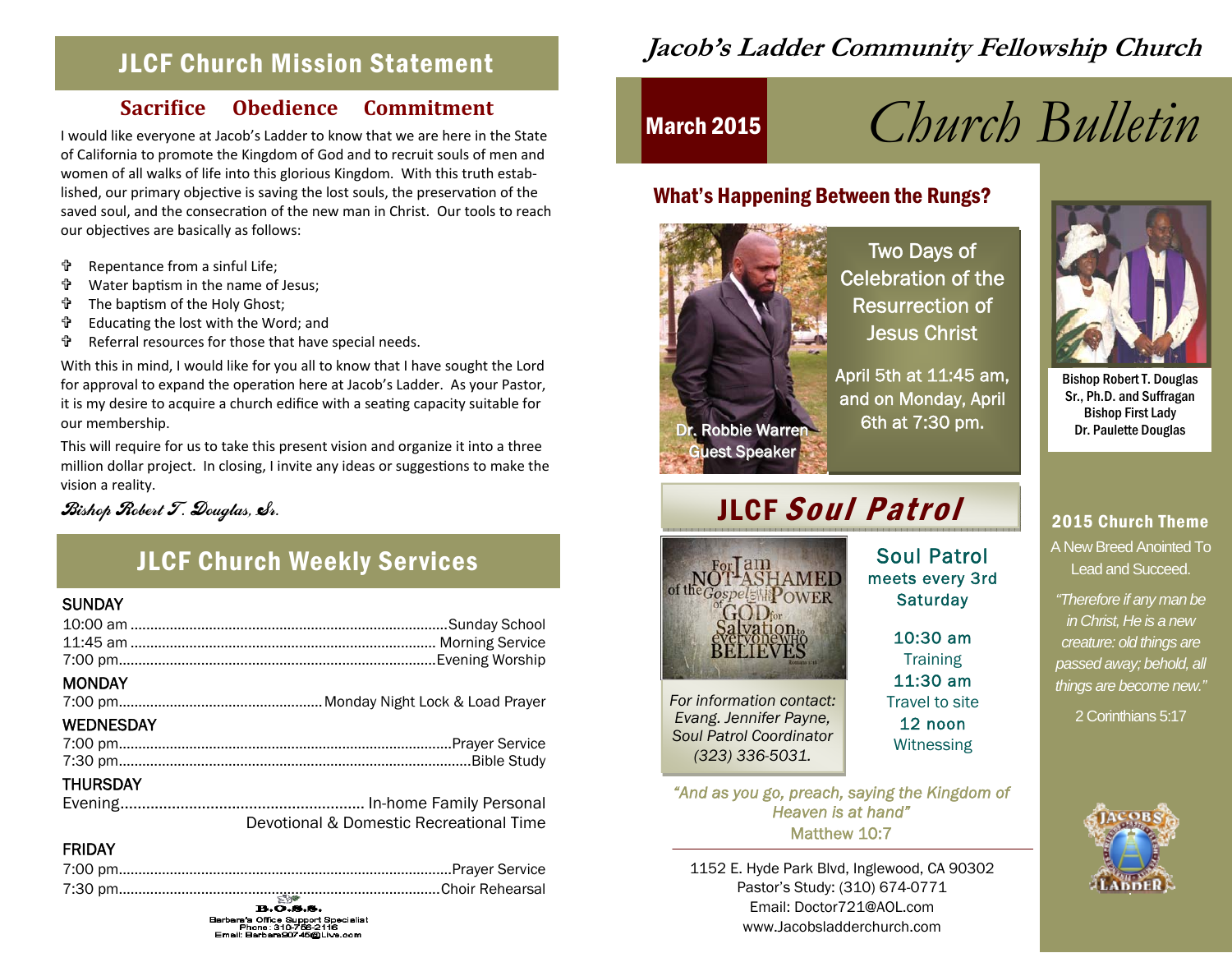## JLCF Church Mission Statement

**Sacrifice Obedience Commitment**

I would like everyone at Jacob's Ladder to know that we are here in the State of California to promote the Kingdom of God and to recruit souls of men and women of all walks of life into this glorious Kingdom. With this truth established, our primary objective is saving the lost souls, the preservation of the saved soul, and the consecration of the new man in Christ. Our tools to reach our objectives are basically as follows:

- ✞ Repentance from a sinful Life;
- ✞ Water baptism in the name of Jesus;
- ✞ The baptism of the Holy Ghost;
- ✞ Educating the lost with the Word; and
- ✞ Referral resources for those that have special needs.

With this in mind, I would like for you all to know that I have sought the Lord for approval to expand the operation here at Jacob's Ladder. As your Pastor, it is my desire to acquire a church edifice with a seating capacity suitable for our membership.

This will require for us to take this present vision and organize it into a three million dollar project. In closing, I invite any ideas or suggestions to make the vision a reality.

*Bishop Robert T. Douglas, Sr.*

## JLCF Church Weekly Services

**SUNDAY**

10:00 am ........ Sunday School
11:45 am ........ Morning Service
7:00 pm ........ Evening Worship

**MONDAY**

7:00 pm ........ Monday Night Lock & Load Prayer

**WEDNESDAY**

7:00 pm ........ Prayer Service
7:30 pm ........ Bible Study

**THURSDAY**

Evening ........ In-home Family Personal Devotional & Domestic Recreational Time

**FRIDAY**

7:00 pm ........ Prayer Service
7:30 pm ........ Choir Rehearsal

B.O.S.S.
Barbara's Office Support Specialist
Phone: 310-756-2116
Email: Barbara90745@Live.com

# Jacob's Ladder Community Fellowship Church

**March 2015**

# Church Bulletin

## What's Happening Between the Rungs?

Dr. Robbie Warren
Guest Speaker

Two Days of Celebration of the Resurrection of Jesus Christ

April 5th at 11:45 am, and on Monday, April 6th at 7:30 pm.

Bishop Robert T. Douglas Sr., Ph.D. and Suffragan Bishop First Lady Dr. Paulette Douglas

## JLCF *Soul Patrol*

For I am NOT ASHAMED of the Gospel for it is the POWER of GOD for Salvation to everyone who BELIEVES
Romans 1:16

*For information contact: Evang. Jennifer Payne, Soul Patrol Coordinator (323) 336-5031.*

Soul Patrol meets every 3rd Saturday

10:30 am
Training
11:30 am
Travel to site
12 noon
Witnessing

*"And as you go, preach, saying the Kingdom of Heaven is at hand"*
Matthew 10:7

1152 E. Hyde Park Blvd, Inglewood, CA 90302
Pastor's Study: (310) 674-0771
Email: Doctor721@AOL.com
www.Jacobsladderchurch.com

**2015 Church Theme**

A New Breed Anointed To Lead and Succeed.

*"Therefore if any man be in Christ, He is a new creature: old things are passed away; behold, all things are become new."*

2 Corinthians 5:17

JACOBS LADDER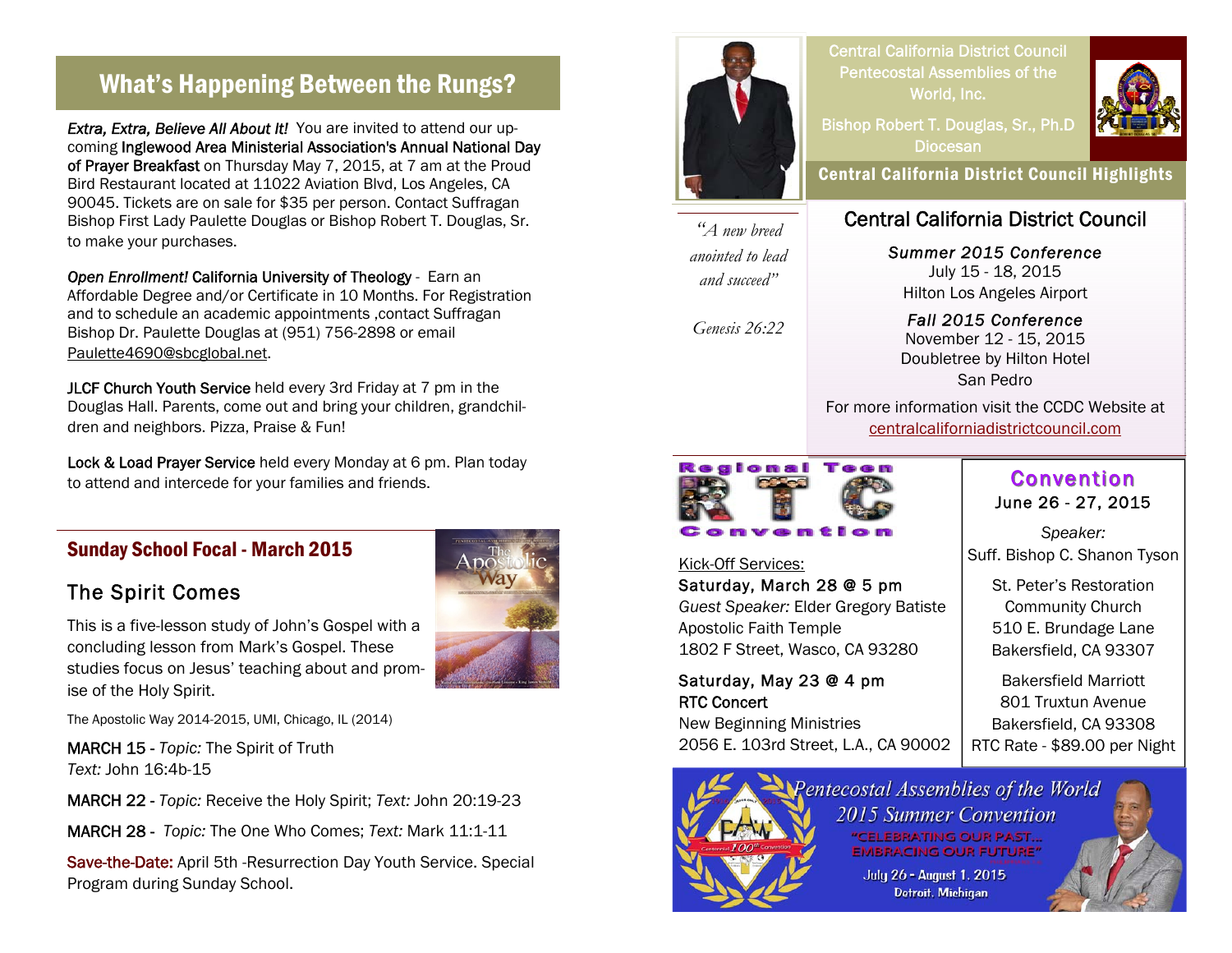# What's Happening Between the Rungs?

*Extra, Extra, Believe All About It!* You are invited to attend our upcoming Inglewood Area Ministerial Association's Annual National Day of Prayer Breakfast on Thursday May 7, 2015, at 7 am at the Proud Bird Restaurant located at 11022 Aviation Blvd, Los Angeles, CA 90045. Tickets are on sale for $35 per person. Contact Suffragan Bishop First Lady Paulette Douglas or Bishop Robert T. Douglas, Sr. to make your purchases.

*Open Enrollment!* California University of Theology - Earn an Affordable Degree and/or Certificate in 10 Months. For Registration and to schedule an academic appointments ,contact Suffragan Bishop Dr. Paulette Douglas at (951) 756-2898 or email Paulette4690@sbcglobal.net.

JLCF Church Youth Service held every 3rd Friday at 7 pm in the Douglas Hall. Parents, come out and bring your children, grandchildren and neighbors. Pizza, Praise & Fun!

Lock & Load Prayer Service held every Monday at 6 pm. Plan today to attend and intercede for your families and friends.

## Sunday School Focal - March 2015

### The Spirit Comes

This is a five-lesson study of John's Gospel with a concluding lesson from Mark's Gospel. These studies focus on Jesus' teaching about and promise of the Holy Spirit.

The Apostolic Way 2014-2015, UMI, Chicago, IL (2014)

MARCH 15 - *Topic:* The Spirit of Truth
*Text:* John 16:4b-15

MARCH 22 - *Topic:* Receive the Holy Spirit; *Text:* John 20:19-23

MARCH 28 - *Topic:* The One Who Comes; *Text:* Mark 11:1-11

Save-the-Date: April 5th -Resurrection Day Youth Service. Special Program during Sunday School.

Central California District Council
Pentecostal Assemblies of the World, Inc.

Bishop Robert T. Douglas, Sr., Ph.D
Diocesan

## Central California District Council Highlights

*"A new breed anointed to lead and succeed"*

*Genesis 26:22*

### Central California District Council

***Summer 2015 Conference***
July 15 - 18, 2015
Hilton Los Angeles Airport

***Fall 2015 Conference***
November 12 - 15, 2015
Doubletree by Hilton Hotel
San Pedro

For more information visit the CCDC Website at centralcaliforniadistrictcouncil.com

## Regional Teen RTC Convention

Kick-Off Services:

Saturday, March 28 @ 5 pm
*Guest Speaker:* Elder Gregory Batiste
Apostolic Faith Temple
1802 F Street, Wasco, CA 93280

Saturday, May 23 @ 4 pm
RTC Concert
New Beginning Ministries
2056 E. 103rd Street, L.A., CA 90002

### Convention

June 26 - 27, 2015

*Speaker:*
Suff. Bishop C. Shanon Tyson

St. Peter's Restoration Community Church
510 E. Brundage Lane
Bakersfield, CA 93307

Bakersfield Marriott
801 Truxtun Avenue
Bakersfield, CA 93308
RTC Rate - $89.00 per Night

*Pentecostal Assemblies of the World*
*2015 Summer Convention*
"CELEBRATING OUR PAST... EMBRACING OUR FUTURE"
July 26 - August 1, 2015
Detroit, Michigan